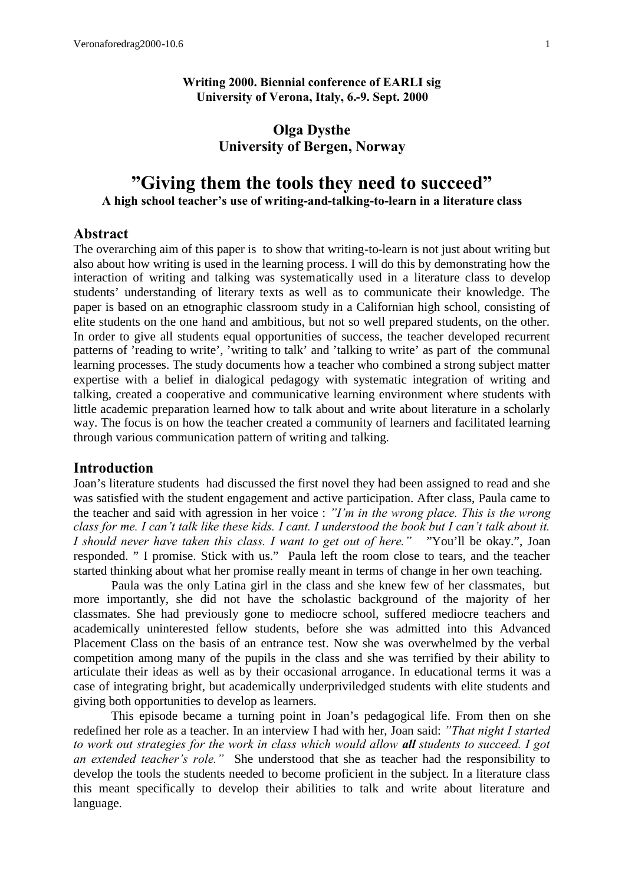**Writing 2000. Biennial conference of EARLI sig**
**University of Verona, Italy, 6.-9. Sept. 2000**

**Olga Dysthe**
**University of Bergen, Norway**

# ”Giving them the tools they need to succeed”

**A high school teacher's use of writing-and-talking-to-learn in a literature class**

## Abstract

The overarching aim of this paper is to show that writing-to-learn is not just about writing but also about how writing is used in the learning process. I will do this by demonstrating how the interaction of writing and talking was systematically used in a literature class to develop students' understanding of literary texts as well as to communicate their knowledge. The paper is based on an etnographic classroom study in a Californian high school, consisting of elite students on the one hand and ambitious, but not so well prepared students, on the other. In order to give all students equal opportunities of success, the teacher developed recurrent patterns of 'reading to write', 'writing to talk' and 'talking to write' as part of the communal learning processes. The study documents how a teacher who combined a strong subject matter expertise with a belief in dialogical pedagogy with systematic integration of writing and talking, created a cooperative and communicative learning environment where students with little academic preparation learned how to talk about and write about literature in a scholarly way. The focus is on how the teacher created a community of learners and facilitated learning through various communication pattern of writing and talking.

## Introduction

Joan's literature students had discussed the first novel they had been assigned to read and she was satisfied with the student engagement and active participation. After class, Paula came to the teacher and said with agression in her voice : *"I'm in the wrong place. This is the wrong class for me. I can't talk like these kids. I cant. I understood the book but I can't talk about it. I should never have taken this class. I want to get out of here."* "You'll be okay.", Joan responded. " I promise. Stick with us." Paula left the room close to tears, and the teacher started thinking about what her promise really meant in terms of change in her own teaching.

Paula was the only Latina girl in the class and she knew few of her classmates, but more importantly, she did not have the scholastic background of the majority of her classmates. She had previously gone to mediocre school, suffered mediocre teachers and academically uninterested fellow students, before she was admitted into this Advanced Placement Class on the basis of an entrance test. Now she was overwhelmed by the verbal competition among many of the pupils in the class and she was terrified by their ability to articulate their ideas as well as by their occasional arrogance. In educational terms it was a case of integrating bright, but academically underpriviledged students with elite students and giving both opportunities to develop as learners.

This episode became a turning point in Joan's pedagogical life. From then on she redefined her role as a teacher. In an interview I had with her, Joan said: *"That night I started to work out strategies for the work in class which would allow **all** students to succeed. I got an extended teacher's role."* She understood that she as teacher had the responsibility to develop the tools the students needed to become proficient in the subject. In a literature class this meant specifically to develop their abilities to talk and write about literature and language.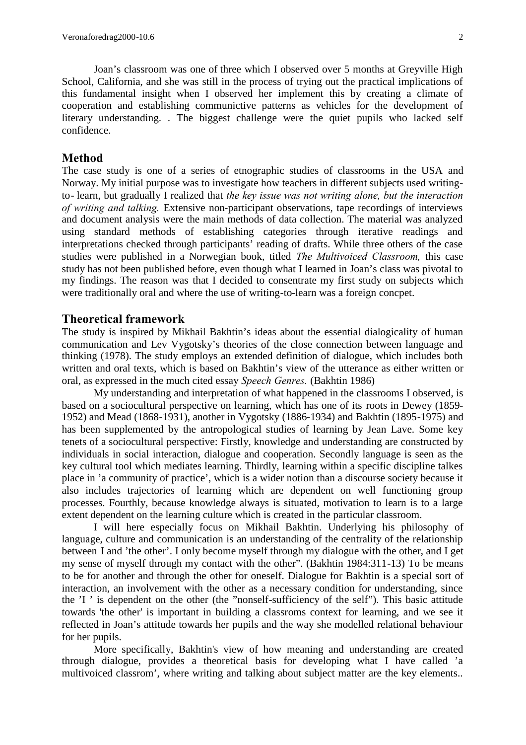Joan's classroom was one of three which I observed over 5 months at Greyville High School, California, and she was still in the process of trying out the practical implications of this fundamental insight when I observed her implement this by creating a climate of cooperation and establishing communictive patterns as vehicles for the development of literary understanding. . The biggest challenge were the quiet pupils who lacked self confidence.

## Method

The case study is one of a series of etnographic studies of classrooms in the USA and Norway. My initial purpose was to investigate how teachers in different subjects used writing-to- learn, but gradually I realized that *the key issue was not writing alone, but the interaction of writing and talking.* Extensive non-participant observations, tape recordings of interviews and document analysis were the main methods of data collection. The material was analyzed using standard methods of establishing categories through iterative readings and interpretations checked through participants' reading of drafts. While three others of the case studies were published in a Norwegian book, titled *The Multivoiced Classroom,* this case study has not been published before, even though what I learned in Joan's class was pivotal to my findings. The reason was that I decided to consentrate my first study on subjects which were traditionally oral and where the use of writing-to-learn was a foreign concpet.

## Theoretical framework

The study is inspired by Mikhail Bakhtin's ideas about the essential dialogicality of human communication and Lev Vygotsky's theories of the close connection between language and thinking (1978). The study employs an extended definition of dialogue, which includes both written and oral texts, which is based on Bakhtin's view of the utterance as either written or oral, as expressed in the much cited essay *Speech Genres.* (Bakhtin 1986)

My understanding and interpretation of what happened in the classrooms I observed, is based on a sociocultural perspective on learning, which has one of its roots in Dewey (1859-1952) and Mead (1868-1931), another in Vygotsky (1886-1934) and Bakhtin (1895-1975) and has been supplemented by the antropological studies of learning by Jean Lave. Some key tenets of a sociocultural perspective: Firstly, knowledge and understanding are constructed by individuals in social interaction, dialogue and cooperation. Secondly language is seen as the key cultural tool which mediates learning. Thirdly, learning within a specific discipline talkes place in 'a community of practice', which is a wider notion than a discourse society because it also includes trajectories of learning which are dependent on well functioning group processes. Fourthly, because knowledge always is situated, motivation to learn is to a large extent dependent on the learning culture which is created in the particular classroom.

I will here especially focus on Mikhail Bakhtin. Underlying his philosophy of language, culture and communication is an understanding of the centrality of the relationship between I and 'the other'. I only become myself through my dialogue with the other, and I get my sense of myself through my contact with the other". (Bakhtin 1984:311-13) To be means to be for another and through the other for oneself. Dialogue for Bakhtin is a special sort of interaction, an involvement with the other as a necessary condition for understanding, since the 'I ' is dependent on the other (the "nonself-sufficiency of the self"). This basic attitude towards 'the other' is important in building a classroms context for learning, and we see it reflected in Joan's attitude towards her pupils and the way she modelled relational behaviour for her pupils.

More specifically, Bakhtin's view of how meaning and understanding are created through dialogue, provides a theoretical basis for developing what I have called 'a multivoiced classrom', where writing and talking about subject matter are the key elements..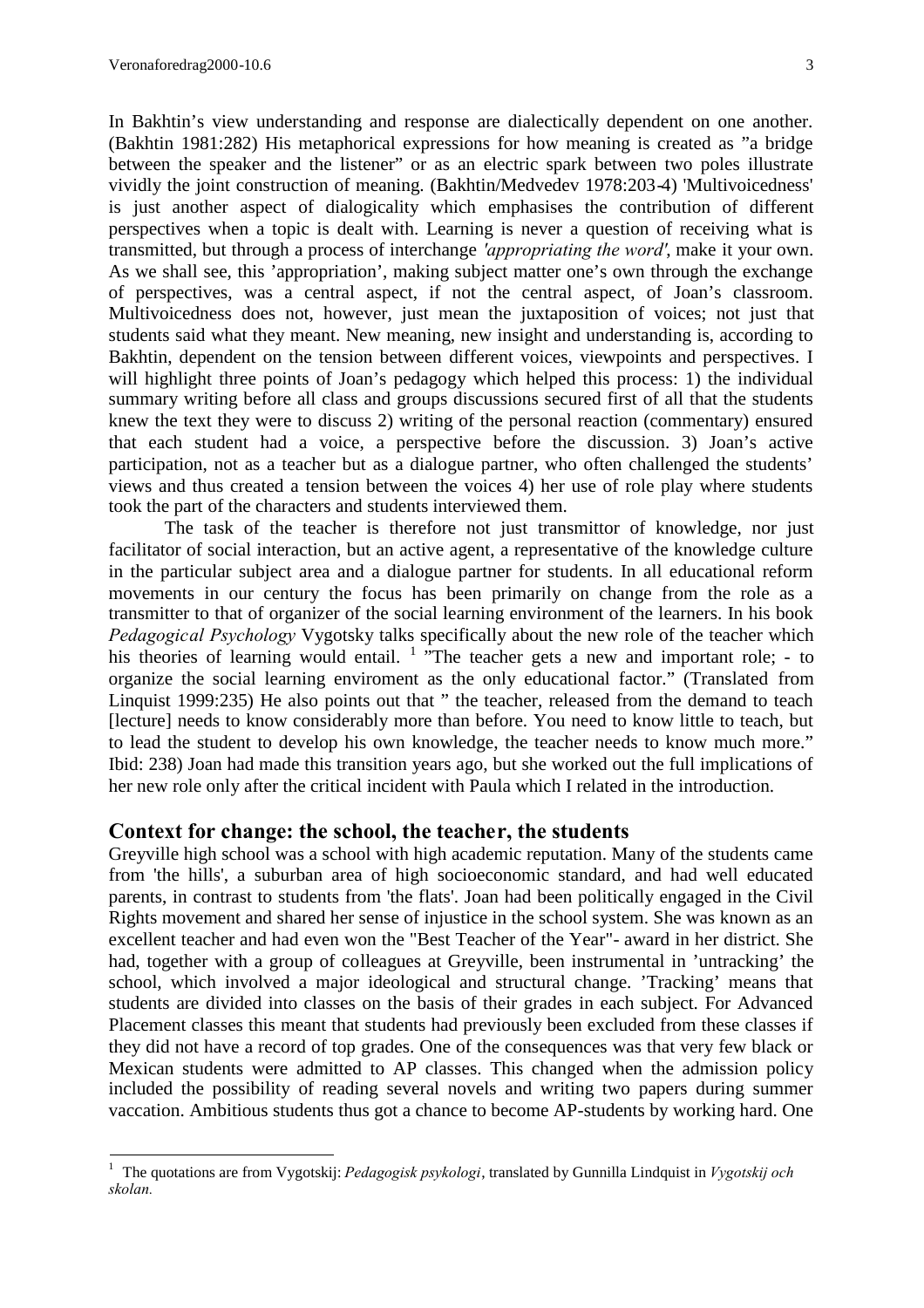In Bakhtin's view understanding and response are dialectically dependent on one another. (Bakhtin 1981:282) His metaphorical expressions for how meaning is created as "a bridge between the speaker and the listener" or as an electric spark between two poles illustrate vividly the joint construction of meaning. (Bakhtin/Medvedev 1978:203-4) 'Multivoicedness' is just another aspect of dialogicality which emphasises the contribution of different perspectives when a topic is dealt with. Learning is never a question of receiving what is transmitted, but through a process of interchange *'appropriating the word'*, make it your own. As we shall see, this 'appropriation', making subject matter one's own through the exchange of perspectives, was a central aspect, if not the central aspect, of Joan's classroom. Multivoicedness does not, however, just mean the juxtaposition of voices; not just that students said what they meant. New meaning, new insight and understanding is, according to Bakhtin, dependent on the tension between different voices, viewpoints and perspectives. I will highlight three points of Joan's pedagogy which helped this process: 1) the individual summary writing before all class and groups discussions secured first of all that the students knew the text they were to discuss 2) writing of the personal reaction (commentary) ensured that each student had a voice, a perspective before the discussion. 3) Joan's active participation, not as a teacher but as a dialogue partner, who often challenged the students' views and thus created a tension between the voices 4) her use of role play where students took the part of the characters and students interviewed them.

The task of the teacher is therefore not just transmittor of knowledge, nor just facilitator of social interaction, but an active agent, a representative of the knowledge culture in the particular subject area and a dialogue partner for students. In all educational reform movements in our century the focus has been primarily on change from the role as a transmitter to that of organizer of the social learning environment of the learners. In his book *Pedagogical Psychology* Vygotsky talks specifically about the new role of the teacher which his theories of learning would entail. [1] "The teacher gets a new and important role; - to organize the social learning enviroment as the only educational factor." (Translated from Linquist 1999:235) He also points out that " the teacher, released from the demand to teach [lecture] needs to know considerably more than before. You need to know little to teach, but to lead the student to develop his own knowledge, the teacher needs to know much more." Ibid: 238) Joan had made this transition years ago, but she worked out the full implications of her new role only after the critical incident with Paula which I related in the introduction.

## Context for change: the school, the teacher, the students

Greyville high school was a school with high academic reputation. Many of the students came from 'the hills', a suburban area of high socioeconomic standard, and had well educated parents, in contrast to students from 'the flats'. Joan had been politically engaged in the Civil Rights movement and shared her sense of injustice in the school system. She was known as an excellent teacher and had even won the "Best Teacher of the Year"- award in her district. She had, together with a group of colleagues at Greyville, been instrumental in 'untracking' the school, which involved a major ideological and structural change. 'Tracking' means that students are divided into classes on the basis of their grades in each subject. For Advanced Placement classes this meant that students had previously been excluded from these classes if they did not have a record of top grades. One of the consequences was that very few black or Mexican students were admitted to AP classes. This changed when the admission policy included the possibility of reading several novels and writing two papers during summer vaccation. Ambitious students thus got a chance to become AP-students by working hard. One

---

[1] The quotations are from Vygotskij: *Pedagogisk psykologi*, translated by Gunnilla Lindquist in *Vygotskij och skolan.*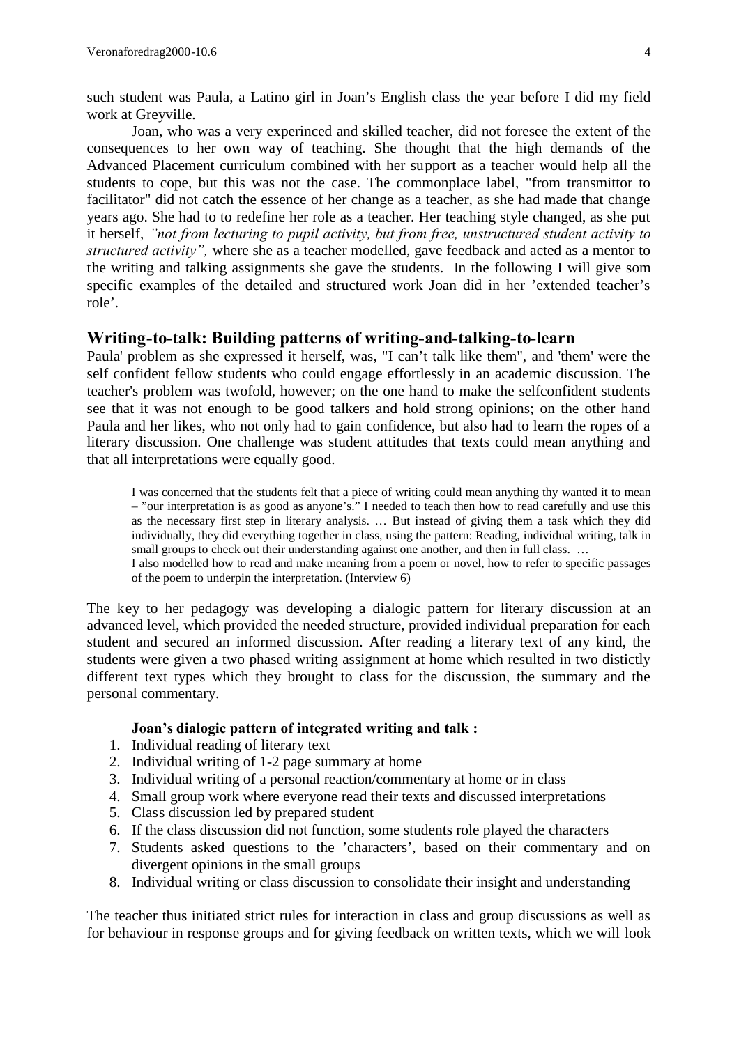such student was Paula, a Latino girl in Joan's English class the year before I did my field work at Greyville.

Joan, who was a very experinced and skilled teacher, did not foresee the extent of the consequences to her own way of teaching. She thought that the high demands of the Advanced Placement curriculum combined with her support as a teacher would help all the students to cope, but this was not the case. The commonplace label, "from transmittor to facilitator" did not catch the essence of her change as a teacher, as she had made that change years ago. She had to to redefine her role as a teacher. Her teaching style changed, as she put it herself, *"not from lecturing to pupil activity, but from free, unstructured student activity to structured activity",* where she as a teacher modelled, gave feedback and acted as a mentor to the writing and talking assignments she gave the students. In the following I will give som specific examples of the detailed and structured work Joan did in her 'extended teacher's role'.

## Writing-to-talk: Building patterns of writing-and-talking-to-learn

Paula' problem as she expressed it herself, was, "I can't talk like them", and 'them' were the self confident fellow students who could engage effortlessly in an academic discussion. The teacher's problem was twofold, however; on the one hand to make the selfconfident students see that it was not enough to be good talkers and hold strong opinions; on the other hand Paula and her likes, who not only had to gain confidence, but also had to learn the ropes of a literary discussion. One challenge was student attitudes that texts could mean anything and that all interpretations were equally good.

> I was concerned that the students felt that a piece of writing could mean anything thy wanted it to mean – "our interpretation is as good as anyone's." I needed to teach then how to read carefully and use this as the necessary first step in literary analysis. … But instead of giving them a task which they did individually, they did everything together in class, using the pattern: Reading, individual writing, talk in small groups to check out their understanding against one another, and then in full class. …
>
> I also modelled how to read and make meaning from a poem or novel, how to refer to specific passages of the poem to underpin the interpretation. (Interview 6)

The key to her pedagogy was developing a dialogic pattern for literary discussion at an advanced level, which provided the needed structure, provided individual preparation for each student and secured an informed discussion. After reading a literary text of any kind, the students were given a two phased writing assignment at home which resulted in two distictly different text types which they brought to class for the discussion, the summary and the personal commentary.

**Joan's dialogic pattern of integrated writing and talk :**

1. Individual reading of literary text
2. Individual writing of 1-2 page summary at home
3. Individual writing of a personal reaction/commentary at home or in class
4. Small group work where everyone read their texts and discussed interpretations
5. Class discussion led by prepared student
6. If the class discussion did not function, some students role played the characters
7. Students asked questions to the 'characters', based on their commentary and on divergent opinions in the small groups
8. Individual writing or class discussion to consolidate their insight and understanding

The teacher thus initiated strict rules for interaction in class and group discussions as well as for behaviour in response groups and for giving feedback on written texts, which we will look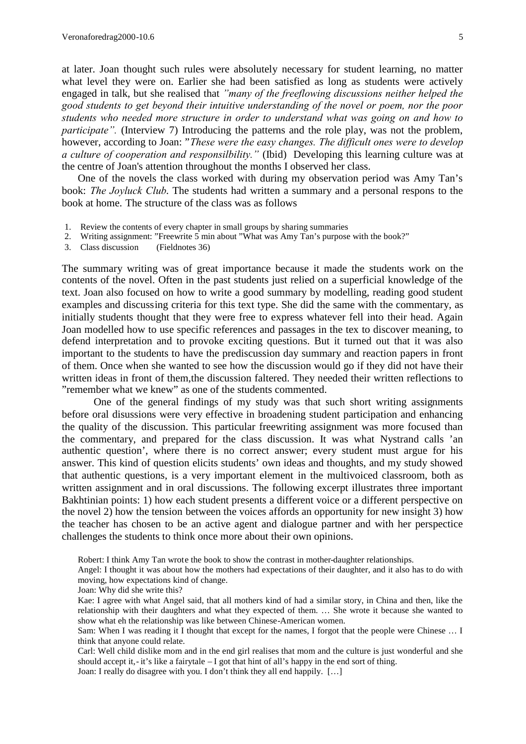at later. Joan thought such rules were absolutely necessary for student learning, no matter what level they were on. Earlier she had been satisfied as long as students were actively engaged in talk, but she realised that *"many of the freeflowing discussions neither helped the good students to get beyond their intuitive understanding of the novel or poem, nor the poor students who needed more structure in order to understand what was going on and how to participate".* (Interview 7) Introducing the patterns and the role play, was not the problem, however, according to Joan: "*These were the easy changes. The difficult ones were to develop a culture of cooperation and responsilbility."* (Ibid) Developing this learning culture was at the centre of Joan's attention throughout the months I observed her class.

One of the novels the class worked with during my observation period was Amy Tan's book: *The Joyluck Club*. The students had written a summary and a personal respons to the book at home. The structure of the class was as follows

1. Review the contents of every chapter in small groups by sharing summaries
2. Writing assignment: "Freewrite 5 min about "What was Amy Tan's purpose with the book?"
3. Class discussion (Fieldnotes 36)

The summary writing was of great importance because it made the students work on the contents of the novel. Often in the past students just relied on a superficial knowledge of the text. Joan also focused on how to write a good summary by modelling, reading good student examples and discussing criteria for this text type. She did the same with the commentary, as initially students thought that they were free to express whatever fell into their head. Again Joan modelled how to use specific references and passages in the tex to discover meaning, to defend interpretation and to provoke exciting questions. But it turned out that it was also important to the students to have the prediscussion day summary and reaction papers in front of them. Once when she wanted to see how the discussion would go if they did not have their written ideas in front of them,the discussion faltered. They needed their written reflections to "remember what we knew" as one of the students commented.

One of the general findings of my study was that such short writing assignments before oral disussions were very effective in broadening student participation and enhancing the quality of the discussion. This particular freewriting assignment was more focused than the commentary, and prepared for the class discussion. It was what Nystrand calls 'an authentic question', where there is no correct answer; every student must argue for his answer. This kind of question elicits students' own ideas and thoughts, and my study showed that authentic questions, is a very important element in the multivoiced classroom, both as written assignment and in oral discussions. The following excerpt illustrates three important Bakhtinian points: 1) how each student presents a different voice or a different perspective on the novel 2) how the tension between the voices affords an opportunity for new insight 3) how the teacher has chosen to be an active agent and dialogue partner and with her perspectice challenges the students to think once more about their own opinions.

> Robert: I think Amy Tan wrote the book to show the contrast in mother-daughter relationships.
>
> Angel: I thought it was about how the mothers had expectations of their daughter, and it also has to do with moving, how expectations kind of change.
>
> Joan: Why did she write this?
>
> Kae: I agree with what Angel said, that all mothers kind of had a similar story, in China and then, like the relationship with their daughters and what they expected of them. … She wrote it because she wanted to show what eh the relationship was like between Chinese-American women.
>
> Sam: When I was reading it I thought that except for the names, I forgot that the people were Chinese … I think that anyone could relate.
>
> Carl: Well child dislike mom and in the end girl realises that mom and the culture is just wonderful and she should accept it,- it's like a fairytale – I got that hint of all's happy in the end sort of thing.
>
> Joan: I really do disagree with you. I don't think they all end happily. […]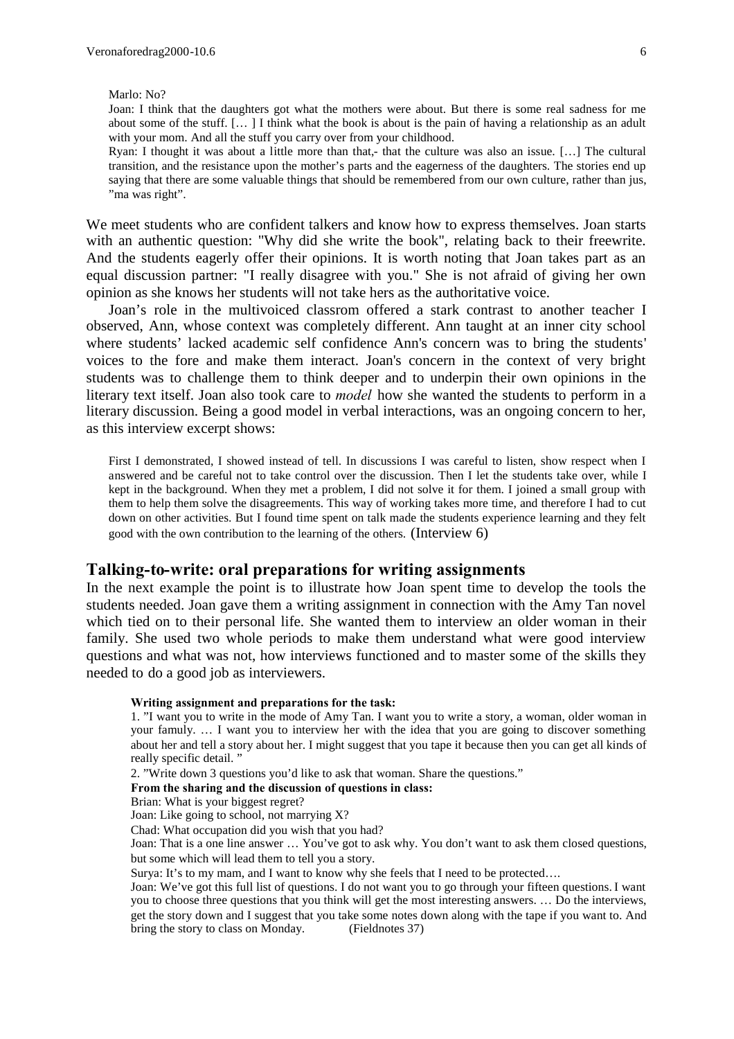> Marlo: No?
>
> Joan: I think that the daughters got what the mothers were about. But there is some real sadness for me about some of the stuff. [… ] I think what the book is about is the pain of having a relationship as an adult with your mom. And all the stuff you carry over from your childhood.
>
> Ryan: I thought it was about a little more than that,- that the culture was also an issue. […] The cultural transition, and the resistance upon the mother's parts and the eagerness of the daughters. The stories end up saying that there are some valuable things that should be remembered from our own culture, rather than jus, "ma was right".

We meet students who are confident talkers and know how to express themselves. Joan starts with an authentic question: "Why did she write the book", relating back to their freewrite. And the students eagerly offer their opinions. It is worth noting that Joan takes part as an equal discussion partner: "I really disagree with you." She is not afraid of giving her own opinion as she knows her students will not take hers as the authoritative voice.

Joan's role in the multivoiced classrom offered a stark contrast to another teacher I observed, Ann, whose context was completely different. Ann taught at an inner city school where students' lacked academic self confidence Ann's concern was to bring the students' voices to the fore and make them interact. Joan's concern in the context of very bright students was to challenge them to think deeper and to underpin their own opinions in the literary text itself. Joan also took care to *model* how she wanted the students to perform in a literary discussion. Being a good model in verbal interactions, was an ongoing concern to her, as this interview excerpt shows:

> First I demonstrated, I showed instead of tell. In discussions I was careful to listen, show respect when I answered and be careful not to take control over the discussion. Then I let the students take over, while I kept in the background. When they met a problem, I did not solve it for them. I joined a small group with them to help them solve the disagreements. This way of working takes more time, and therefore I had to cut down on other activities. But I found time spent on talk made the students experience learning and they felt good with the own contribution to the learning of the others. (Interview 6)

## Talking-to-write: oral preparations for writing assignments

In the next example the point is to illustrate how Joan spent time to develop the tools the students needed. Joan gave them a writing assignment in connection with the Amy Tan novel which tied on to their personal life. She wanted them to interview an older woman in their family. She used two whole periods to make them understand what were good interview questions and what was not, how interviews functioned and to master some of the skills they needed to do a good job as interviewers.

> **Writing assignment and preparations for the task:**
>
> 1. "I want you to write in the mode of Amy Tan. I want you to write a story, a woman, older woman in your famuly. … I want you to interview her with the idea that you are going to discover something about her and tell a story about her. I might suggest that you tape it because then you can get all kinds of really specific detail. "
>
> 2. "Write down 3 questions you'd like to ask that woman. Share the questions."
>
> **From the sharing and the discussion of questions in class:**
>
> Brian: What is your biggest regret?
>
> Joan: Like going to school, not marrying X?
>
> Chad: What occupation did you wish that you had?
>
> Joan: That is a one line answer … You've got to ask why. You don't want to ask them closed questions, but some which will lead them to tell you a story.
>
> Surya: It's to my mam, and I want to know why she feels that I need to be protected….
>
> Joan: We've got this full list of questions. I do not want you to go through your fifteen questions. I want you to choose three questions that you think will get the most interesting answers. … Do the interviews, get the story down and I suggest that you take some notes down along with the tape if you want to. And bring the story to class on Monday. (Fieldnotes 37)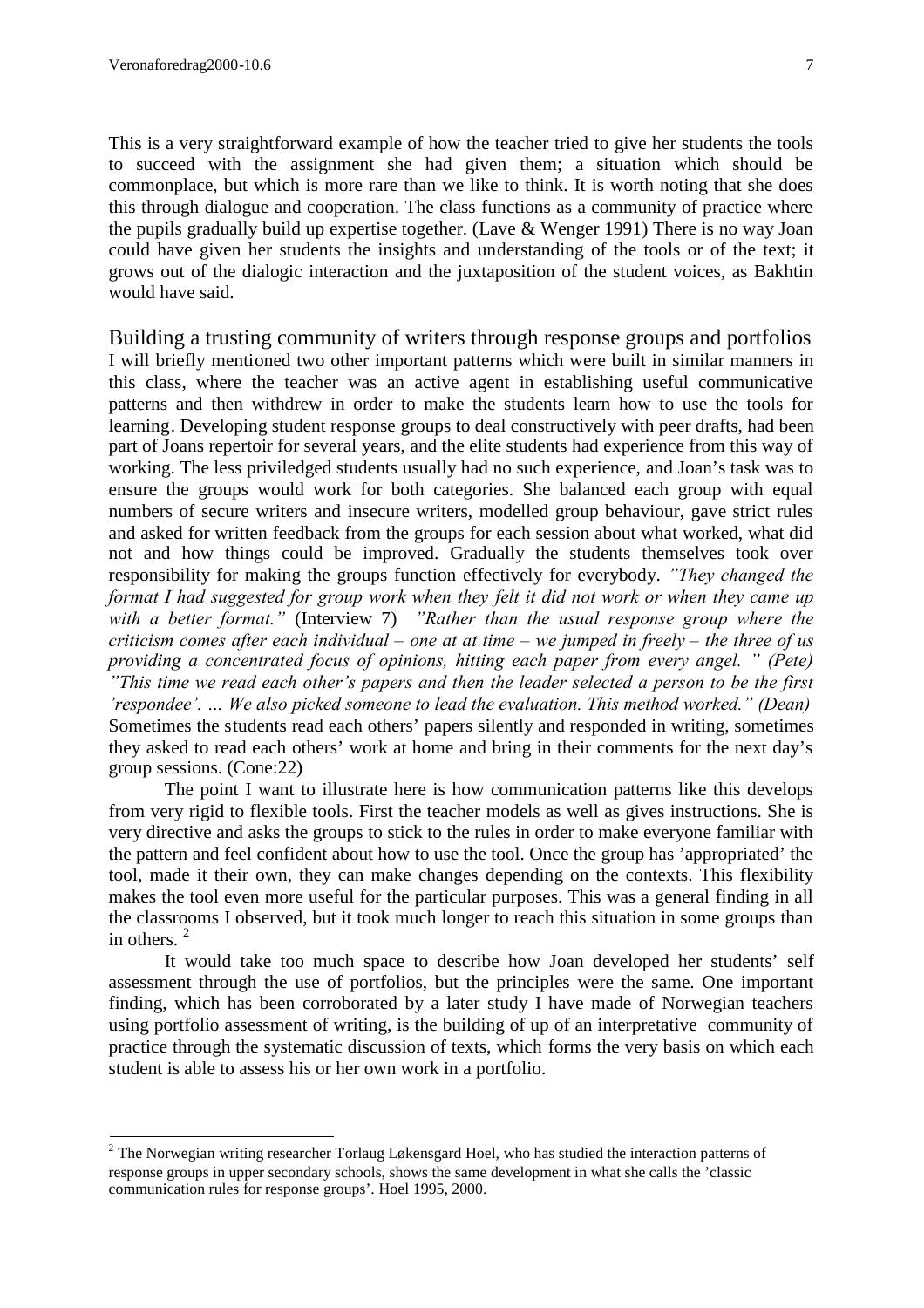This is a very straightforward example of how the teacher tried to give her students the tools to succeed with the assignment she had given them; a situation which should be commonplace, but which is more rare than we like to think. It is worth noting that she does this through dialogue and cooperation. The class functions as a community of practice where the pupils gradually build up expertise together. (Lave & Wenger 1991) There is no way Joan could have given her students the insights and understanding of the tools or of the text; it grows out of the dialogic interaction and the juxtaposition of the student voices, as Bakhtin would have said.

## Building a trusting community of writers through response groups and portfolios

I will briefly mentioned two other important patterns which were built in similar manners in this class, where the teacher was an active agent in establishing useful communicative patterns and then withdrew in order to make the students learn how to use the tools for learning. Developing student response groups to deal constructively with peer drafts, had been part of Joans repertoir for several years, and the elite students had experience from this way of working. The less priviledged students usually had no such experience, and Joan's task was to ensure the groups would work for both categories. She balanced each group with equal numbers of secure writers and insecure writers, modelled group behaviour, gave strict rules and asked for written feedback from the groups for each session about what worked, what did not and how things could be improved. Gradually the students themselves took over responsibility for making the groups function effectively for everybody. *"They changed the format I had suggested for group work when they felt it did not work or when they came up with a better format."* (Interview 7) *"Rather than the usual response group where the criticism comes after each individual – one at at time – we jumped in freely – the three of us providing a concentrated focus of opinions, hitting each paper from every angel. " (Pete) "This time we read each other's papers and then the leader selected a person to be the first 'respondee'. … We also picked someone to lead the evaluation. This method worked." (Dean)* Sometimes the students read each others' papers silently and responded in writing, sometimes they asked to read each others' work at home and bring in their comments for the next day's group sessions. (Cone:22)

The point I want to illustrate here is how communication patterns like this develops from very rigid to flexible tools. First the teacher models as well as gives instructions. She is very directive and asks the groups to stick to the rules in order to make everyone familiar with the pattern and feel confident about how to use the tool. Once the group has 'appropriated' the tool, made it their own, they can make changes depending on the contexts. This flexibility makes the tool even more useful for the particular purposes. This was a general finding in all the classrooms I observed, but it took much longer to reach this situation in some groups than in others. [2]

It would take too much space to describe how Joan developed her students' self assessment through the use of portfolios, but the principles were the same. One important finding, which has been corroborated by a later study I have made of Norwegian teachers using portfolio assessment of writing, is the building of up of an interpretative community of practice through the systematic discussion of texts, which forms the very basis on which each student is able to assess his or her own work in a portfolio.

---

[2] The Norwegian writing researcher Torlaug Løkensgard Hoel, who has studied the interaction patterns of response groups in upper secondary schools, shows the same development in what she calls the 'classic communication rules for response groups'. Hoel 1995, 2000.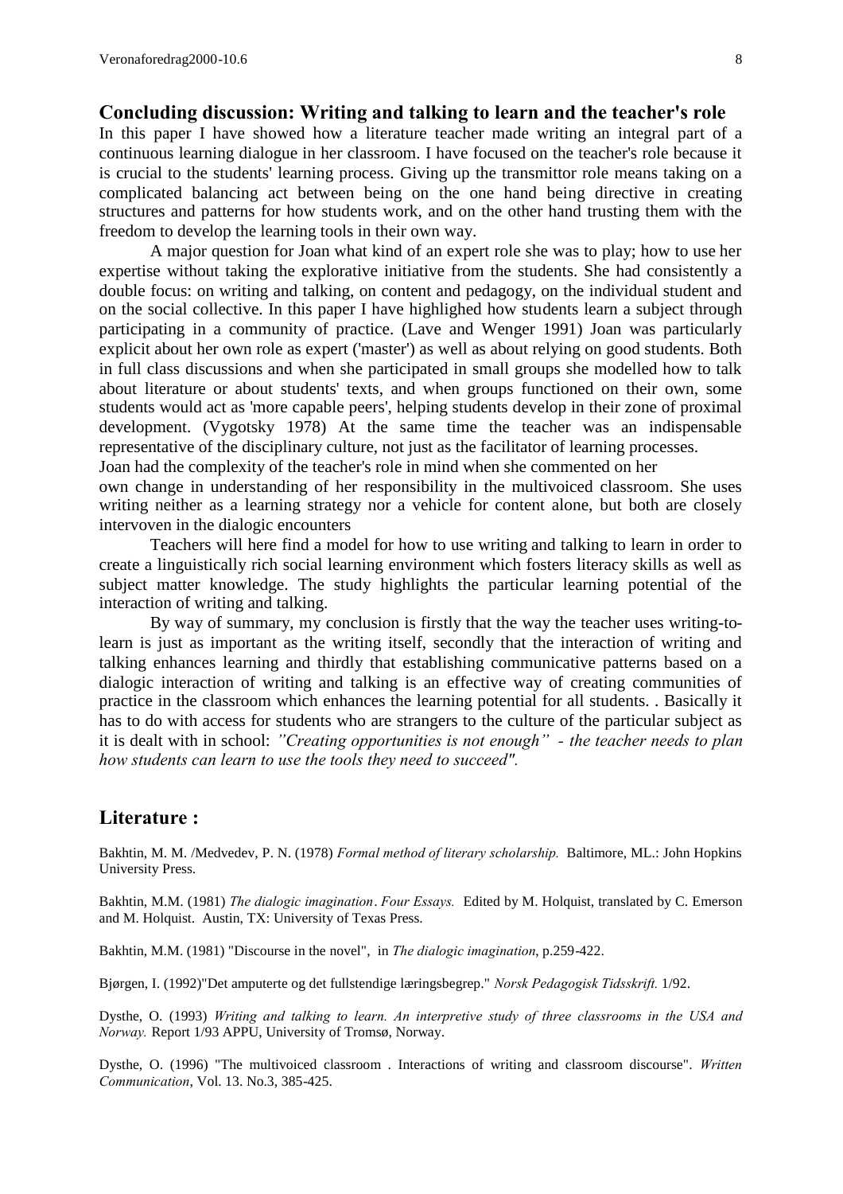## Concluding discussion: Writing and talking to learn and the teacher's role

In this paper I have showed how a literature teacher made writing an integral part of a continuous learning dialogue in her classroom. I have focused on the teacher's role because it is crucial to the students' learning process. Giving up the transmittor role means taking on a complicated balancing act between being on the one hand being directive in creating structures and patterns for how students work, and on the other hand trusting them with the freedom to develop the learning tools in their own way.

A major question for Joan what kind of an expert role she was to play; how to use her expertise without taking the explorative initiative from the students. She had consistently a double focus: on writing and talking, on content and pedagogy, on the individual student and on the social collective. In this paper I have highlighed how students learn a subject through participating in a community of practice. (Lave and Wenger 1991) Joan was particularly explicit about her own role as expert ('master') as well as about relying on good students. Both in full class discussions and when she participated in small groups she modelled how to talk about literature or about students' texts, and when groups functioned on their own, some students would act as 'more capable peers', helping students develop in their zone of proximal development. (Vygotsky 1978) At the same time the teacher was an indispensable representative of the disciplinary culture, not just as the facilitator of learning processes.

Joan had the complexity of the teacher's role in mind when she commented on her own change in understanding of her responsibility in the multivoiced classroom. She uses writing neither as a learning strategy nor a vehicle for content alone, but both are closely intervoven in the dialogic encounters

Teachers will here find a model for how to use writing and talking to learn in order to create a linguistically rich social learning environment which fosters literacy skills as well as subject matter knowledge. The study highlights the particular learning potential of the interaction of writing and talking.

By way of summary, my conclusion is firstly that the way the teacher uses writing-to-learn is just as important as the writing itself, secondly that the interaction of writing and talking enhances learning and thirdly that establishing communicative patterns based on a dialogic interaction of writing and talking is an effective way of creating communities of practice in the classroom which enhances the learning potential for all students. . Basically it has to do with access for students who are strangers to the culture of the particular subject as it is dealt with in school: *"Creating opportunities is not enough" - the teacher needs to plan how students can learn to use the tools they need to succeed".*

## Literature :

Bakhtin, M. M. /Medvedev, P. N. (1978) *Formal method of literary scholarship.* Baltimore, ML.: John Hopkins University Press.

Bakhtin, M.M. (1981) *The dialogic imagination. Four Essays.* Edited by M. Holquist, translated by C. Emerson and M. Holquist. Austin, TX: University of Texas Press.

Bakhtin, M.M. (1981) "Discourse in the novel", in *The dialogic imagination*, p.259-422.

Bjørgen, I. (1992)"Det amputerte og det fullstendige læringsbegrep." *Norsk Pedagogisk Tidsskrift.* 1/92.

Dysthe, O. (1993) *Writing and talking to learn. An interpretive study of three classrooms in the USA and Norway.* Report 1/93 APPU, University of Tromsø, Norway.

Dysthe, O. (1996) "The multivoiced classroom . Interactions of writing and classroom discourse". *Written Communication*, Vol. 13. No.3, 385-425.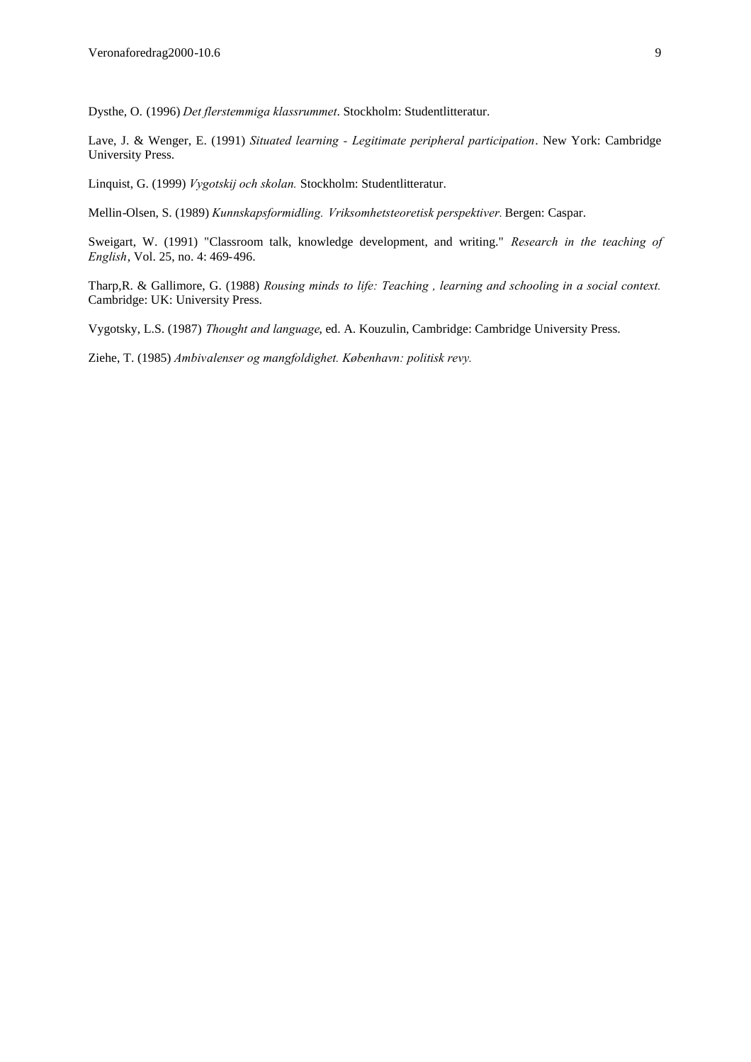Dysthe, O. (1996) *Det flerstemmiga klassrummet*. Stockholm: Studentlitteratur.

Lave, J. & Wenger, E. (1991) *Situated learning - Legitimate peripheral participation*. New York: Cambridge University Press.

Linquist, G. (1999) *Vygotskij och skolan.* Stockholm: Studentlitteratur.

Mellin-Olsen, S. (1989) *Kunnskapsformidling. Vriksomhetsteoretisk perspektiver.* Bergen: Caspar.

Sweigart, W. (1991) "Classroom talk, knowledge development, and writing." *Research in the teaching of English*, Vol. 25, no. 4: 469-496.

Tharp,R. & Gallimore, G. (1988) *Rousing minds to life: Teaching , learning and schooling in a social context.* Cambridge: UK: University Press.

Vygotsky, L.S. (1987) *Thought and language*, ed. A. Kouzulin, Cambridge: Cambridge University Press.

Ziehe, T. (1985) *Ambivalenser og mangfoldighet. København: politisk revy.*